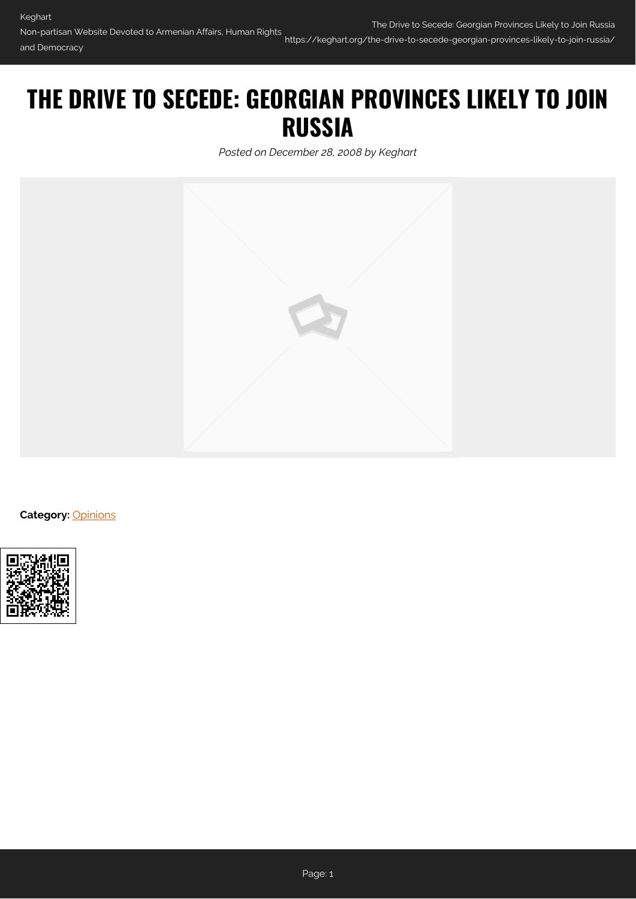# THE DRIVE TO SECEDE: GEORGIAN PROVINCES LIKELY TO JOIN RUSSIA

*Posted on December 28, 2008 by Keghart*

**Category:** Opinions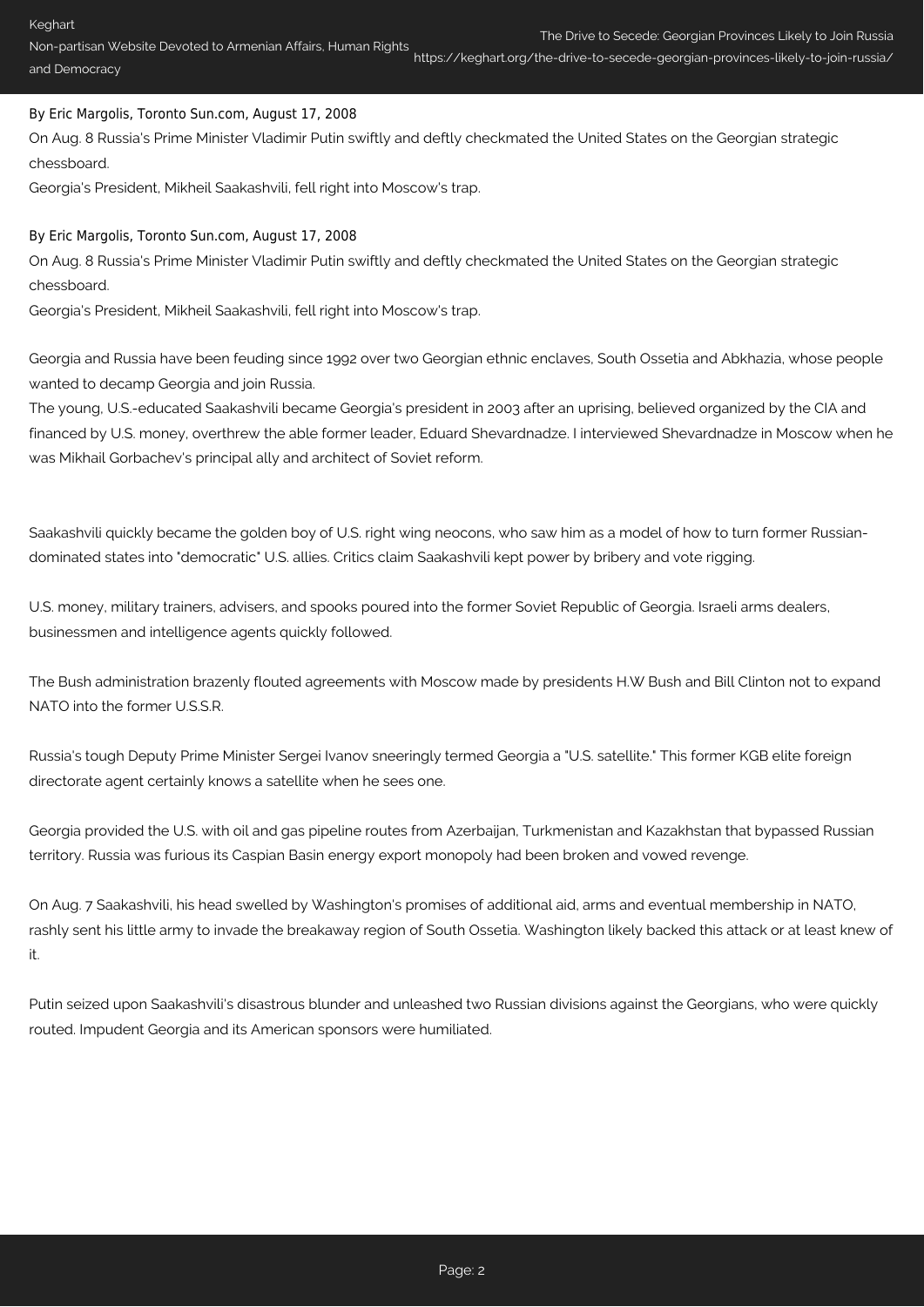By Eric Margolis, Toronto Sun.com, August 17, 2008

On Aug. 8 Russia's Prime Minister Vladimir Putin swiftly and deftly checkmated the United States on the Georgian strategic chessboard.

Georgia's President, Mikheil Saakashvili, fell right into Moscow's trap.

By Eric Margolis, Toronto Sun.com, August 17, 2008

On Aug. 8 Russia's Prime Minister Vladimir Putin swiftly and deftly checkmated the United States on the Georgian strategic chessboard.

Georgia's President, Mikheil Saakashvili, fell right into Moscow's trap.

Georgia and Russia have been feuding since 1992 over two Georgian ethnic enclaves, South Ossetia and Abkhazia, whose people wanted to decamp Georgia and join Russia.

The young, U.S.-educated Saakashvili became Georgia's president in 2003 after an uprising, believed organized by the CIA and financed by U.S. money, overthrew the able former leader, Eduard Shevardnadze. I interviewed Shevardnadze in Moscow when he was Mikhail Gorbachev's principal ally and architect of Soviet reform.

Saakashvili quickly became the golden boy of U.S. right wing neocons, who saw him as a model of how to turn former Russian-dominated states into "democratic" U.S. allies. Critics claim Saakashvili kept power by bribery and vote rigging.

U.S. money, military trainers, advisers, and spooks poured into the former Soviet Republic of Georgia. Israeli arms dealers, businessmen and intelligence agents quickly followed.

The Bush administration brazenly flouted agreements with Moscow made by presidents H.W Bush and Bill Clinton not to expand NATO into the former U.S.S.R.

Russia's tough Deputy Prime Minister Sergei Ivanov sneeringly termed Georgia a "U.S. satellite." This former KGB elite foreign directorate agent certainly knows a satellite when he sees one.

Georgia provided the U.S. with oil and gas pipeline routes from Azerbaijan, Turkmenistan and Kazakhstan that bypassed Russian territory. Russia was furious its Caspian Basin energy export monopoly had been broken and vowed revenge.

On Aug. 7 Saakashvili, his head swelled by Washington's promises of additional aid, arms and eventual membership in NATO, rashly sent his little army to invade the breakaway region of South Ossetia. Washington likely backed this attack or at least knew of it.

Putin seized upon Saakashvili's disastrous blunder and unleashed two Russian divisions against the Georgians, who were quickly routed. Impudent Georgia and its American sponsors were humiliated.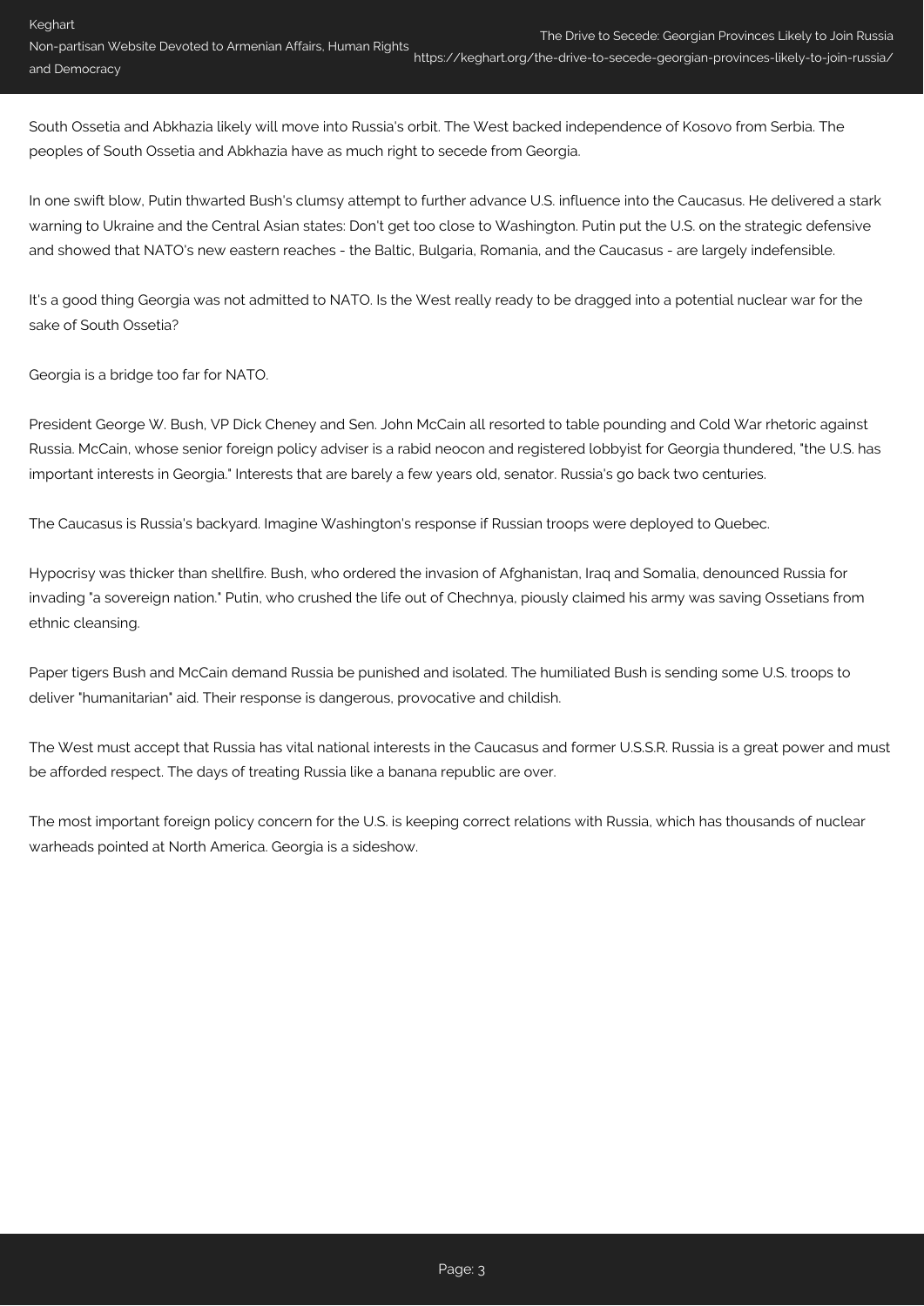South Ossetia and Abkhazia likely will move into Russia's orbit. The West backed independence of Kosovo from Serbia. The peoples of South Ossetia and Abkhazia have as much right to secede from Georgia.

In one swift blow, Putin thwarted Bush's clumsy attempt to further advance U.S. influence into the Caucasus. He delivered a stark warning to Ukraine and the Central Asian states: Don't get too close to Washington. Putin put the U.S. on the strategic defensive and showed that NATO's new eastern reaches - the Baltic, Bulgaria, Romania, and the Caucasus - are largely indefensible.

It's a good thing Georgia was not admitted to NATO. Is the West really ready to be dragged into a potential nuclear war for the sake of South Ossetia?

Georgia is a bridge too far for NATO.

President George W. Bush, VP Dick Cheney and Sen. John McCain all resorted to table pounding and Cold War rhetoric against Russia. McCain, whose senior foreign policy adviser is a rabid neocon and registered lobbyist for Georgia thundered, "the U.S. has important interests in Georgia." Interests that are barely a few years old, senator. Russia's go back two centuries.

The Caucasus is Russia's backyard. Imagine Washington's response if Russian troops were deployed to Quebec.

Hypocrisy was thicker than shellfire. Bush, who ordered the invasion of Afghanistan, Iraq and Somalia, denounced Russia for invading "a sovereign nation." Putin, who crushed the life out of Chechnya, piously claimed his army was saving Ossetians from ethnic cleansing.

Paper tigers Bush and McCain demand Russia be punished and isolated. The humiliated Bush is sending some U.S. troops to deliver "humanitarian" aid. Their response is dangerous, provocative and childish.

The West must accept that Russia has vital national interests in the Caucasus and former U.S.S.R. Russia is a great power and must be afforded respect. The days of treating Russia like a banana republic are over.

The most important foreign policy concern for the U.S. is keeping correct relations with Russia, which has thousands of nuclear warheads pointed at North America. Georgia is a sideshow.